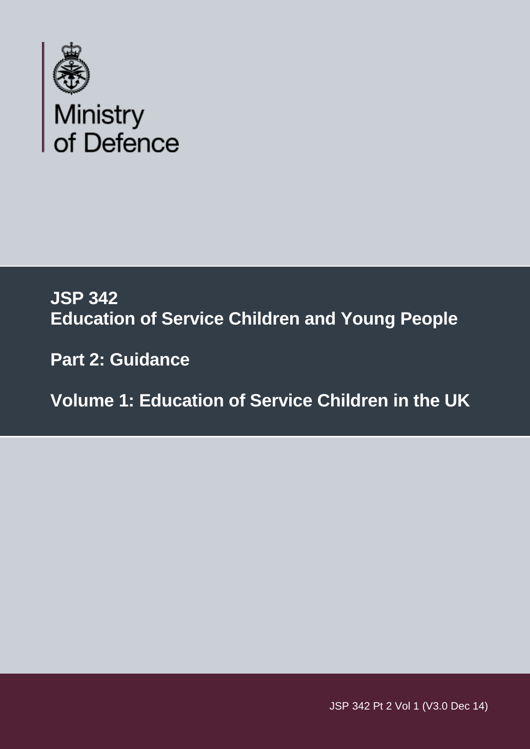Ministry of Defence

# JSP 342
# Education of Service Children and Young People

## Part 2: Guidance

## Volume 1: Education of Service Children in the UK

JSP 342 Pt 2 Vol 1 (V3.0 Dec 14)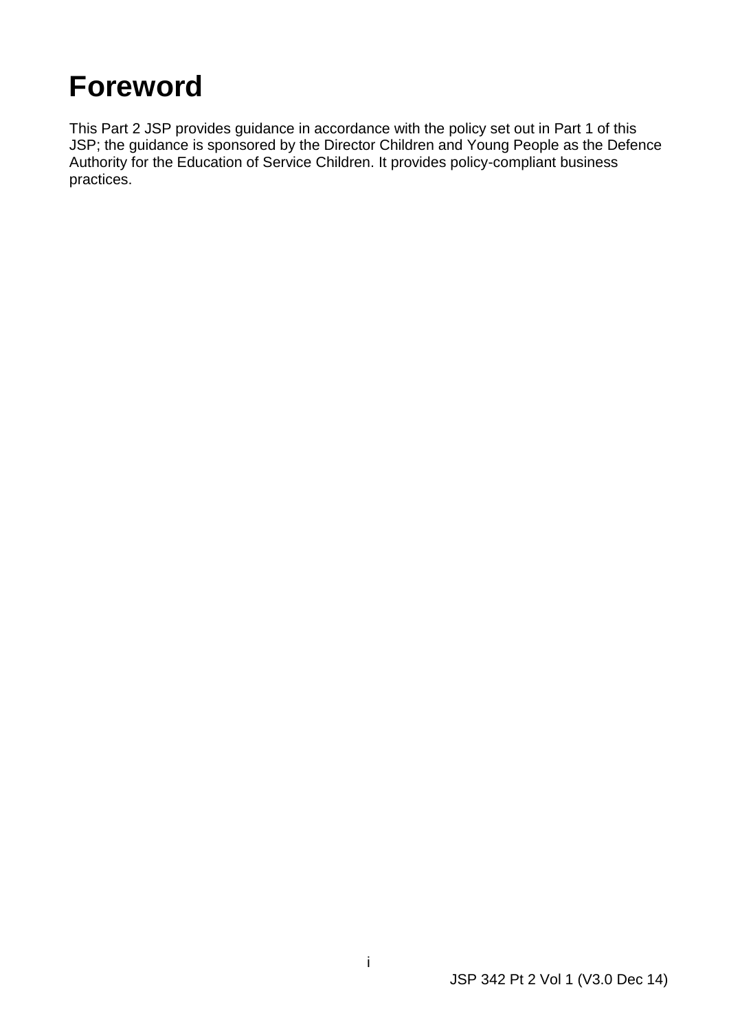# Foreword

This Part 2 JSP provides guidance in accordance with the policy set out in Part 1 of this JSP; the guidance is sponsored by the Director Children and Young People as the Defence Authority for the Education of Service Children. It provides policy-compliant business practices.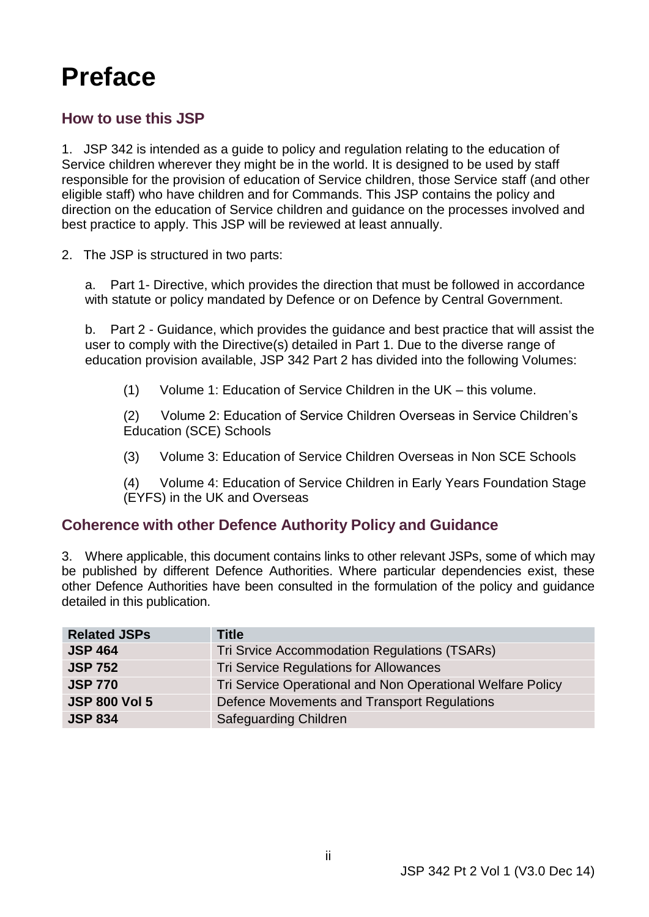# Preface

## How to use this JSP

1. JSP 342 is intended as a guide to policy and regulation relating to the education of Service children wherever they might be in the world. It is designed to be used by staff responsible for the provision of education of Service children, those Service staff (and other eligible staff) who have children and for Commands. This JSP contains the policy and direction on the education of Service children and guidance on the processes involved and best practice to apply. This JSP will be reviewed at least annually.

2. The JSP is structured in two parts:

   a. Part 1- Directive, which provides the direction that must be followed in accordance with statute or policy mandated by Defence or on Defence by Central Government.

   b. Part 2 - Guidance, which provides the guidance and best practice that will assist the user to comply with the Directive(s) detailed in Part 1. Due to the diverse range of education provision available, JSP 342 Part 2 has divided into the following Volumes:

      (1) Volume 1: Education of Service Children in the UK – this volume.

      (2) Volume 2: Education of Service Children Overseas in Service Children's Education (SCE) Schools

      (3) Volume 3: Education of Service Children Overseas in Non SCE Schools

      (4) Volume 4: Education of Service Children in Early Years Foundation Stage (EYFS) in the UK and Overseas

## Coherence with other Defence Authority Policy and Guidance

3. Where applicable, this document contains links to other relevant JSPs, some of which may be published by different Defence Authorities. Where particular dependencies exist, these other Defence Authorities have been consulted in the formulation of the policy and guidance detailed in this publication.

| Related JSPs | Title |
|---|---|
| **JSP 464** | Tri Srvice Accommodation Regulations (TSARs) |
| **JSP 752** | Tri Service Regulations for Allowances |
| **JSP 770** | Tri Service Operational and Non Operational Welfare Policy |
| **JSP 800 Vol 5** | Defence Movements and Transport Regulations |
| **JSP 834** | Safeguarding Children |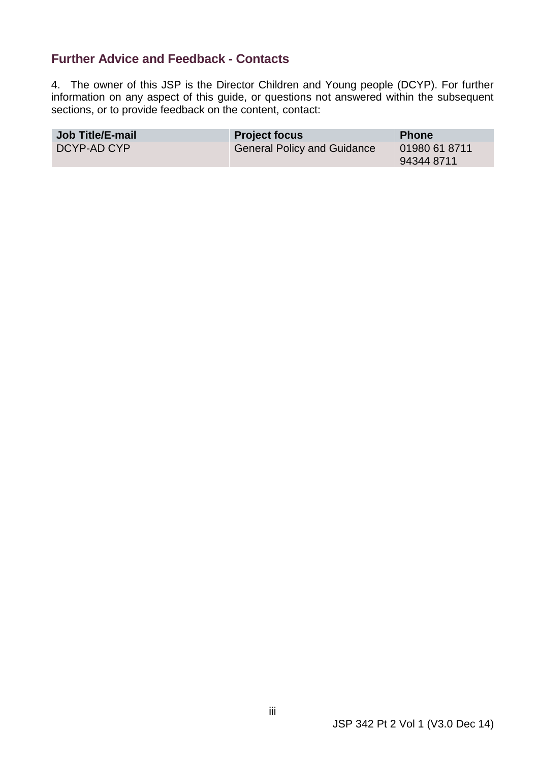## Further Advice and Feedback - Contacts

4. The owner of this JSP is the Director Children and Young people (DCYP). For further information on any aspect of this guide, or questions not answered within the subsequent sections, or to provide feedback on the content, contact:

| Job Title/E-mail | Project focus | Phone |
|---|---|---|
| DCYP-AD CYP | General Policy and Guidance | 01980 61 8711<br>94344 8711 |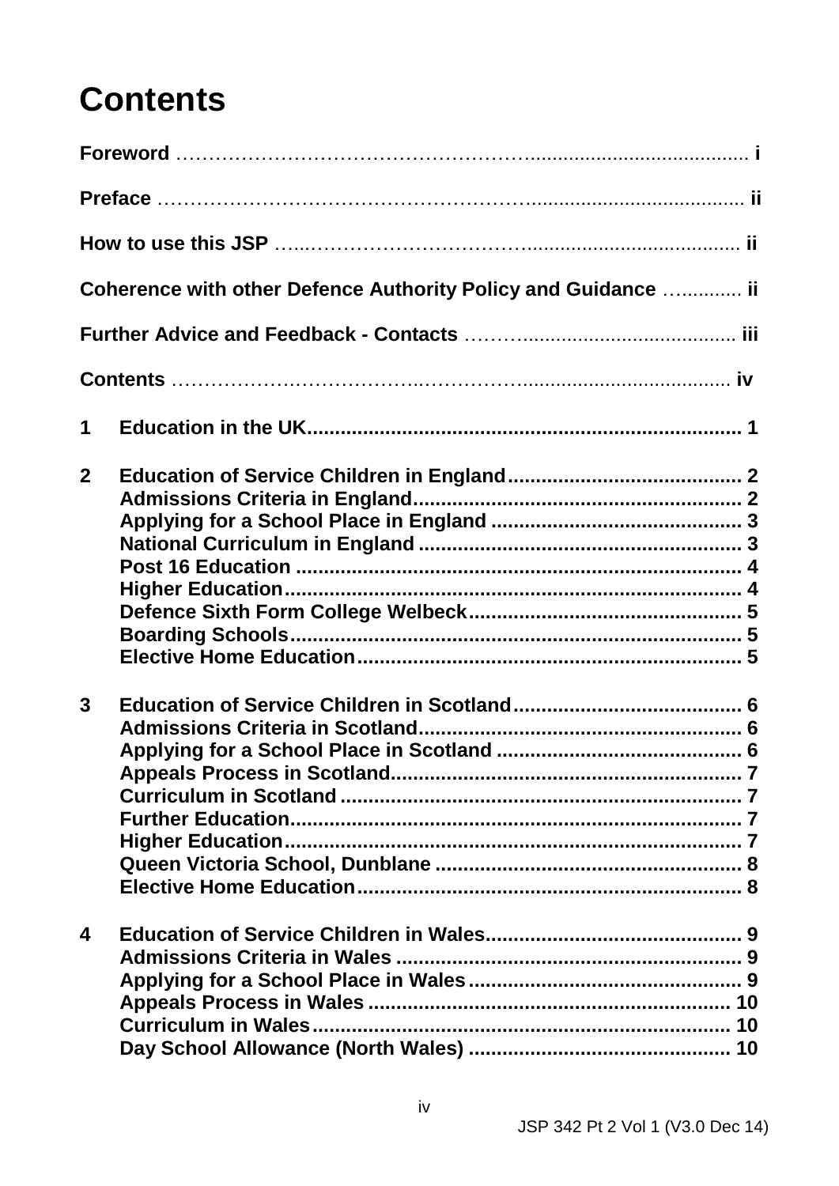# Contents

**Foreword** .......................................................................................... **i**

**Preface** .......................................................................................... **ii**

**How to use this JSP** .......................................................................... **ii**

**Coherence with other Defence Authority Policy and Guidance** ............ **ii**

**Further Advice and Feedback - Contacts** .......................................... **iii**

**Contents** .......................................................................................... **iv**

**1 Education in the UK**............................................................................ **1**

**2 Education of Service Children in England**......................................... **2**
- **Admissions Criteria in England**........................................................ **2**
- **Applying for a School Place in England** ........................................... **3**
- **National Curriculum in England** ....................................................... **3**
- **Post 16 Education** ............................................................................ **4**
- **Higher Education**.............................................................................. **4**
- **Defence Sixth Form College Welbeck**.............................................. **5**
- **Boarding Schools**.............................................................................. **5**
- **Elective Home Education**.................................................................. **5**

**3 Education of Service Children in Scotland**......................................... **6**
- **Admissions Criteria in Scotland**........................................................ **6**
- **Applying for a School Place in Scotland** .......................................... **6**
- **Appeals Process in Scotland**............................................................. **7**
- **Curriculum in Scotland** ..................................................................... **7**
- **Further Education**.............................................................................. **7**
- **Higher Education**.............................................................................. **7**
- **Queen Victoria School, Dunblane** ..................................................... **8**
- **Elective Home Education**.................................................................. **8**

**4 Education of Service Children in Wales**............................................. **9**
- **Admissions Criteria in Wales** ........................................................... **9**
- **Applying for a School Place in Wales**............................................... **9**
- **Appeals Process in Wales** ................................................................ **10**
- **Curriculum in Wales**.......................................................................... **10**
- **Day School Allowance (North Wales)** ............................................... **10**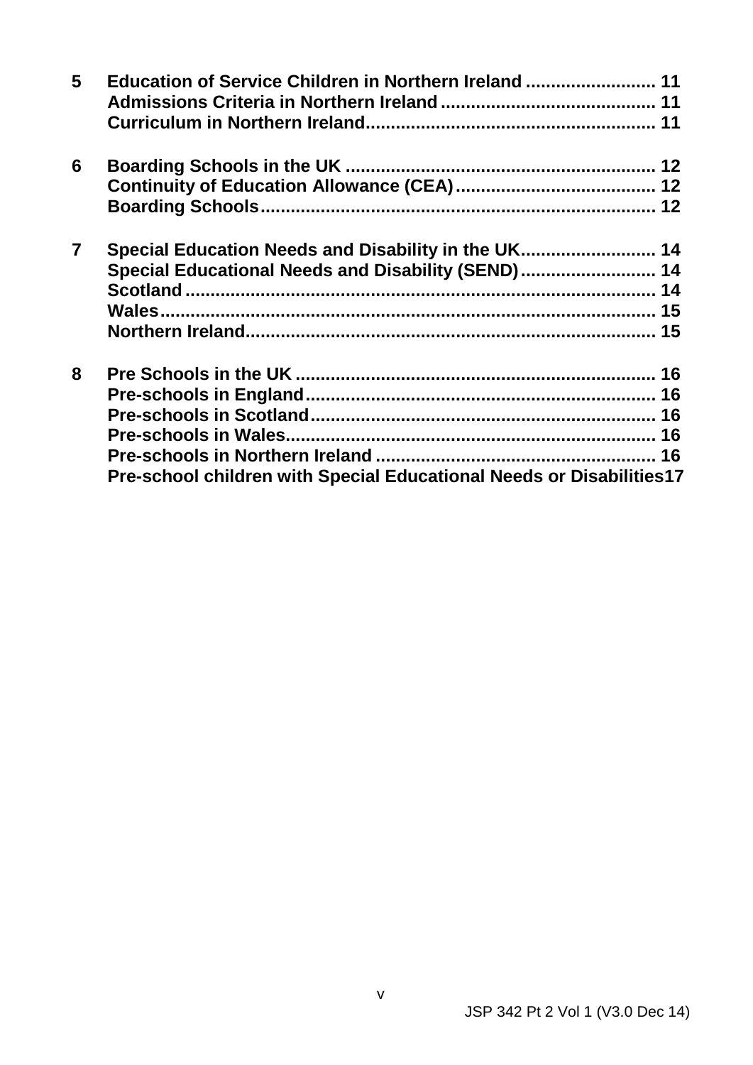**5 Education of Service Children in Northern Ireland ......................... 11**
**Admissions Criteria in Northern Ireland .......................................... 11**
**Curriculum in Northern Ireland......................................................... 11**

**6 Boarding Schools in the UK ............................................................ 12**
**Continuity of Education Allowance (CEA) ........................................ 12**
**Boarding Schools ............................................................................. 12**

**7 Special Education Needs and Disability in the UK........................... 14**
**Special Educational Needs and Disability (SEND) ........................... 14**
**Scotland ............................................................................................ 14**
**Wales................................................................................................. 15**
**Northern Ireland................................................................................ 15**

**8 Pre Schools in the UK ...................................................................... 16**
**Pre-schools in England ..................................................................... 16**
**Pre-schools in Scotland .................................................................... 16**
**Pre-schools in Wales......................................................................... 16**
**Pre-schools in Northern Ireland ....................................................... 16**
**Pre-school children with Special Educational Needs or Disabilities 17**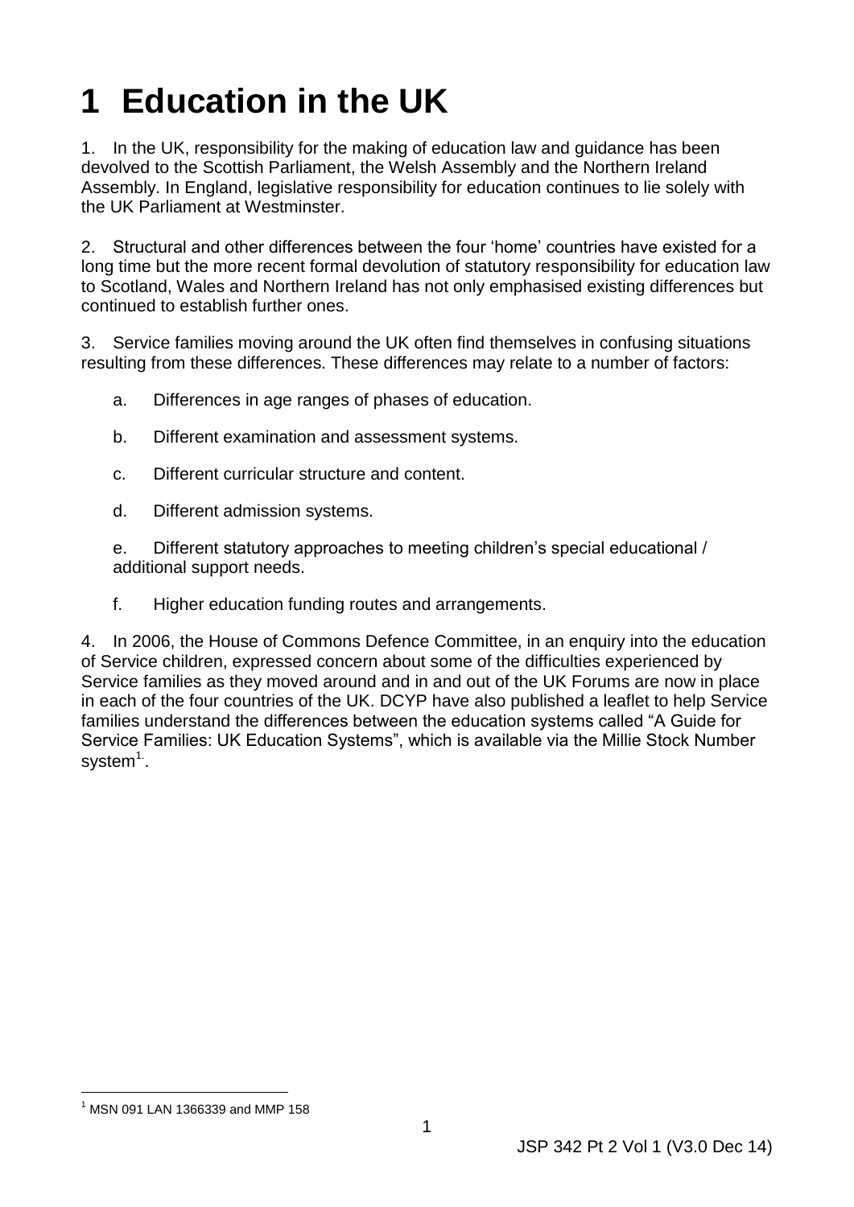# 1 Education in the UK

1. In the UK, responsibility for the making of education law and guidance has been devolved to the Scottish Parliament, the Welsh Assembly and the Northern Ireland Assembly. In England, legislative responsibility for education continues to lie solely with the UK Parliament at Westminster.

2. Structural and other differences between the four 'home' countries have existed for a long time but the more recent formal devolution of statutory responsibility for education law to Scotland, Wales and Northern Ireland has not only emphasised existing differences but continued to establish further ones.

3. Service families moving around the UK often find themselves in confusing situations resulting from these differences. These differences may relate to a number of factors:

   a. Differences in age ranges of phases of education.

   b. Different examination and assessment systems.

   c. Different curricular structure and content.

   d. Different admission systems.

   e. Different statutory approaches to meeting children's special educational / additional support needs.

   f. Higher education funding routes and arrangements.

4. In 2006, the House of Commons Defence Committee, in an enquiry into the education of Service children, expressed concern about some of the difficulties experienced by Service families as they moved around and in and out of the UK Forums are now in place in each of the four countries of the UK. DCYP have also published a leaflet to help Service families understand the differences between the education systems called "A Guide for Service Families: UK Education Systems", which is available via the Millie Stock Number system[1].

[1] MSN 091 LAN 1366339 and MMP 158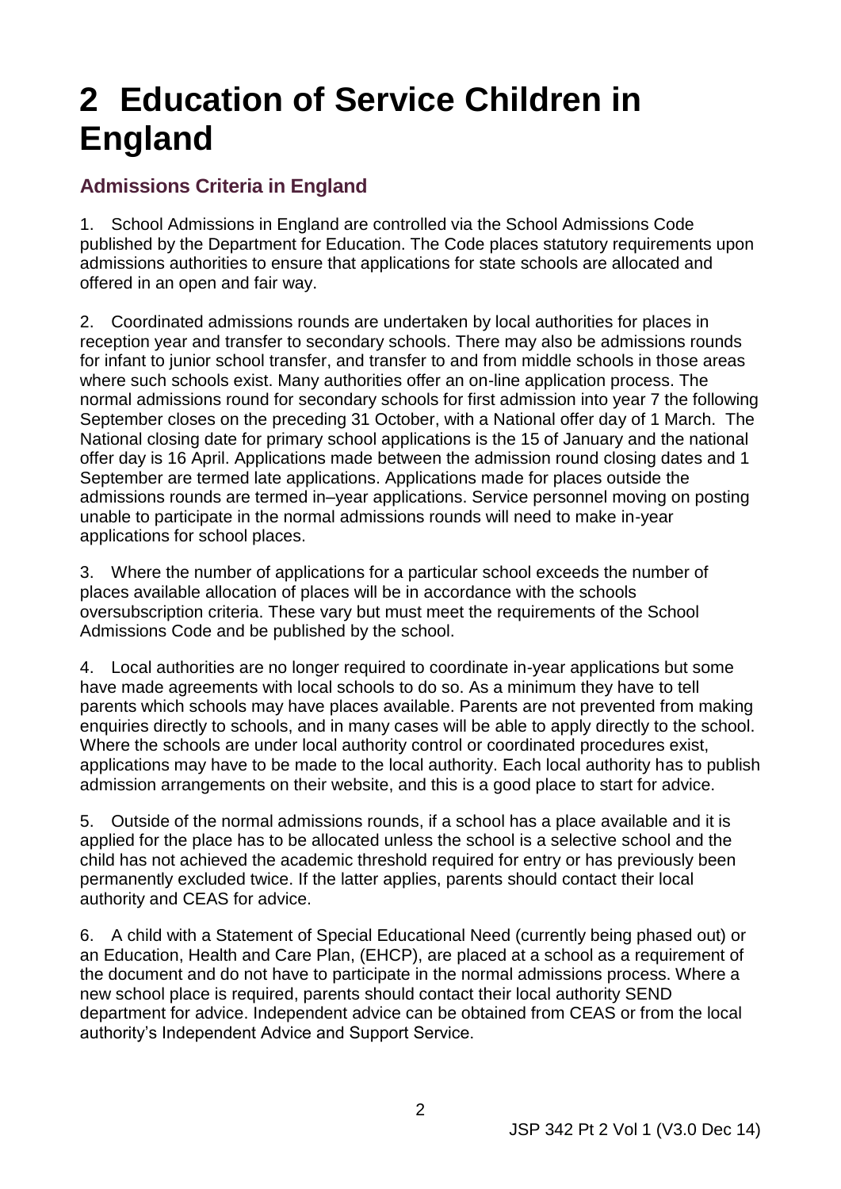# 2 Education of Service Children in England

## Admissions Criteria in England

1. School Admissions in England are controlled via the School Admissions Code published by the Department for Education. The Code places statutory requirements upon admissions authorities to ensure that applications for state schools are allocated and offered in an open and fair way.

2. Coordinated admissions rounds are undertaken by local authorities for places in reception year and transfer to secondary schools. There may also be admissions rounds for infant to junior school transfer, and transfer to and from middle schools in those areas where such schools exist. Many authorities offer an on-line application process. The normal admissions round for secondary schools for first admission into year 7 the following September closes on the preceding 31 October, with a National offer day of 1 March. The National closing date for primary school applications is the 15 of January and the national offer day is 16 April. Applications made between the admission round closing dates and 1 September are termed late applications. Applications made for places outside the admissions rounds are termed in–year applications. Service personnel moving on posting unable to participate in the normal admissions rounds will need to make in-year applications for school places.

3. Where the number of applications for a particular school exceeds the number of places available allocation of places will be in accordance with the schools oversubscription criteria. These vary but must meet the requirements of the School Admissions Code and be published by the school.

4. Local authorities are no longer required to coordinate in-year applications but some have made agreements with local schools to do so. As a minimum they have to tell parents which schools may have places available. Parents are not prevented from making enquiries directly to schools, and in many cases will be able to apply directly to the school. Where the schools are under local authority control or coordinated procedures exist, applications may have to be made to the local authority. Each local authority has to publish admission arrangements on their website, and this is a good place to start for advice.

5. Outside of the normal admissions rounds, if a school has a place available and it is applied for the place has to be allocated unless the school is a selective school and the child has not achieved the academic threshold required for entry or has previously been permanently excluded twice. If the latter applies, parents should contact their local authority and CEAS for advice.

6. A child with a Statement of Special Educational Need (currently being phased out) or an Education, Health and Care Plan, (EHCP), are placed at a school as a requirement of the document and do not have to participate in the normal admissions process. Where a new school place is required, parents should contact their local authority SEND department for advice. Independent advice can be obtained from CEAS or from the local authority's Independent Advice and Support Service.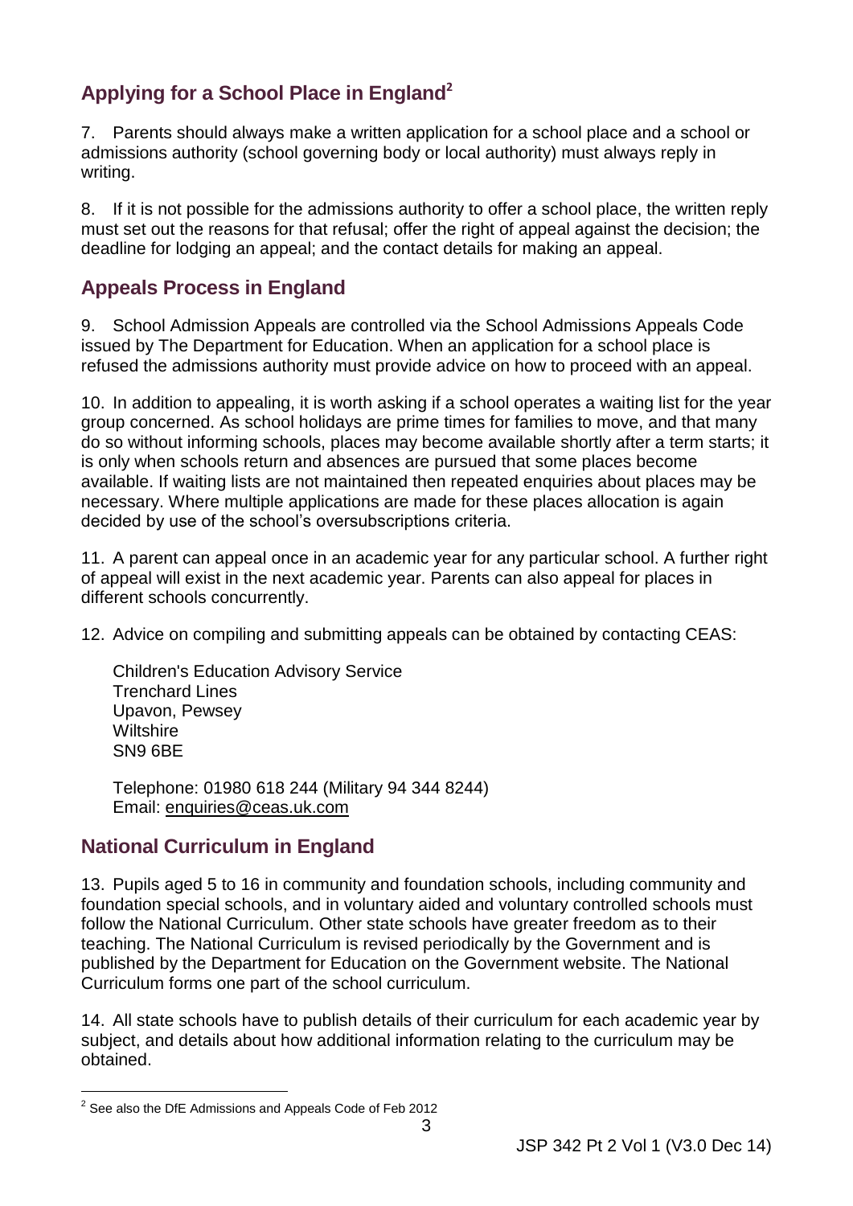## Applying for a School Place in England[2]

7. Parents should always make a written application for a school place and a school or admissions authority (school governing body or local authority) must always reply in writing.

8. If it is not possible for the admissions authority to offer a school place, the written reply must set out the reasons for that refusal; offer the right of appeal against the decision; the deadline for lodging an appeal; and the contact details for making an appeal.

## Appeals Process in England

9. School Admission Appeals are controlled via the School Admissions Appeals Code issued by The Department for Education. When an application for a school place is refused the admissions authority must provide advice on how to proceed with an appeal.

10. In addition to appealing, it is worth asking if a school operates a waiting list for the year group concerned. As school holidays are prime times for families to move, and that many do so without informing schools, places may become available shortly after a term starts; it is only when schools return and absences are pursued that some places become available. If waiting lists are not maintained then repeated enquiries about places may be necessary. Where multiple applications are made for these places allocation is again decided by use of the school's oversubscriptions criteria.

11. A parent can appeal once in an academic year for any particular school. A further right of appeal will exist in the next academic year. Parents can also appeal for places in different schools concurrently.

12. Advice on compiling and submitting appeals can be obtained by contacting CEAS:

Children's Education Advisory Service
Trenchard Lines
Upavon, Pewsey
Wiltshire
SN9 6BE

Telephone: 01980 618 244 (Military 94 344 8244)
Email: enquiries@ceas.uk.com

## National Curriculum in England

13. Pupils aged 5 to 16 in community and foundation schools, including community and foundation special schools, and in voluntary aided and voluntary controlled schools must follow the National Curriculum. Other state schools have greater freedom as to their teaching. The National Curriculum is revised periodically by the Government and is published by the Department for Education on the Government website. The National Curriculum forms one part of the school curriculum.

14. All state schools have to publish details of their curriculum for each academic year by subject, and details about how additional information relating to the curriculum may be obtained.

---

[2] See also the DfE Admissions and Appeals Code of Feb 2012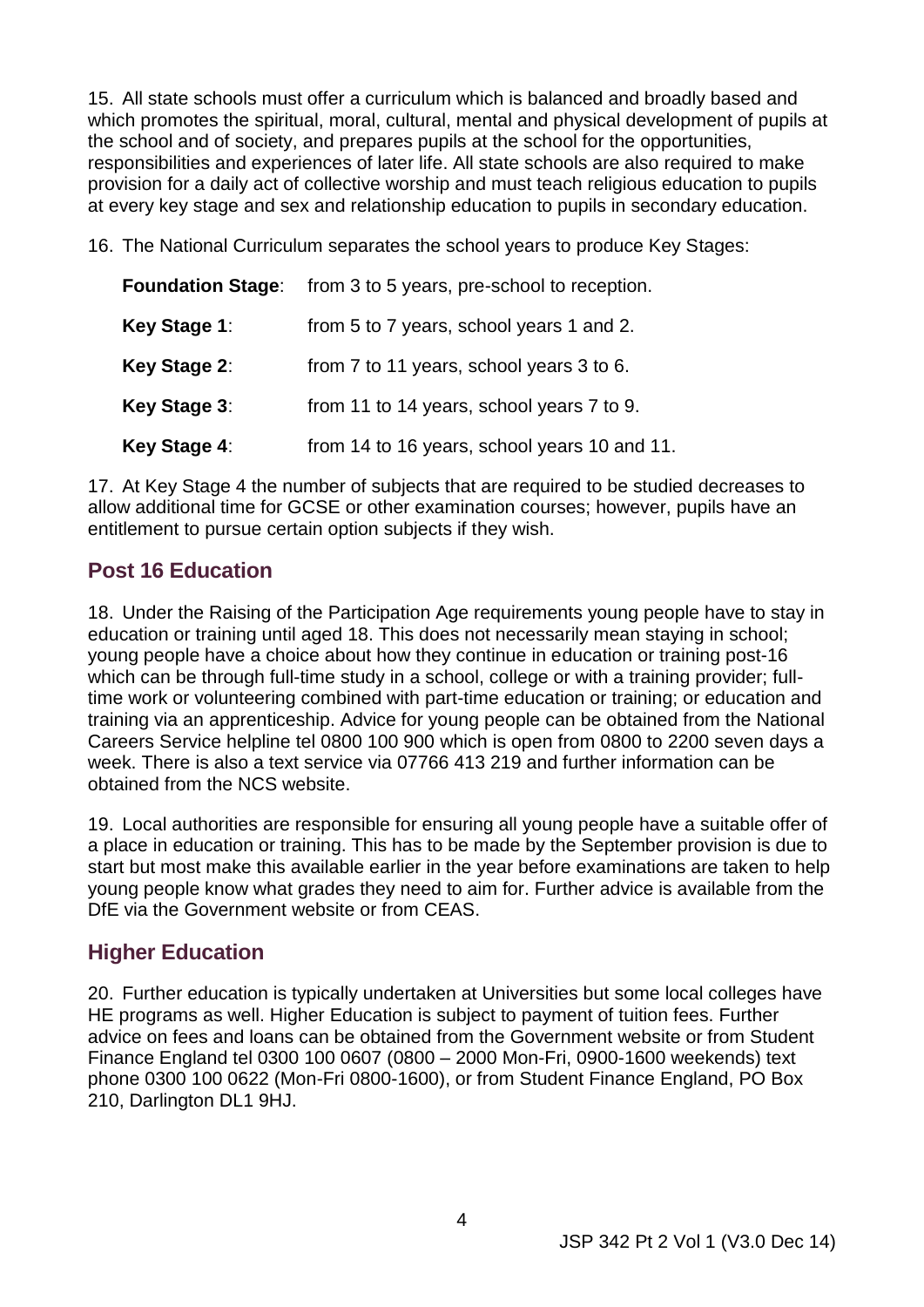15. All state schools must offer a curriculum which is balanced and broadly based and which promotes the spiritual, moral, cultural, mental and physical development of pupils at the school and of society, and prepares pupils at the school for the opportunities, responsibilities and experiences of later life. All state schools are also required to make provision for a daily act of collective worship and must teach religious education to pupils at every key stage and sex and relationship education to pupils in secondary education.

16. The National Curriculum separates the school years to produce Key Stages:

| | |
|---|---|
| **Foundation Stage**: | from 3 to 5 years, pre-school to reception. |
| **Key Stage 1**: | from 5 to 7 years, school years 1 and 2. |
| **Key Stage 2**: | from 7 to 11 years, school years 3 to 6. |
| **Key Stage 3**: | from 11 to 14 years, school years 7 to 9. |
| **Key Stage 4**: | from 14 to 16 years, school years 10 and 11. |

17. At Key Stage 4 the number of subjects that are required to be studied decreases to allow additional time for GCSE or other examination courses; however, pupils have an entitlement to pursue certain option subjects if they wish.

## Post 16 Education

18. Under the Raising of the Participation Age requirements young people have to stay in education or training until aged 18. This does not necessarily mean staying in school; young people have a choice about how they continue in education or training post-16 which can be through full-time study in a school, college or with a training provider; full-time work or volunteering combined with part-time education or training; or education and training via an apprenticeship. Advice for young people can be obtained from the National Careers Service helpline tel 0800 100 900 which is open from 0800 to 2200 seven days a week. There is also a text service via 07766 413 219 and further information can be obtained from the NCS website.

19. Local authorities are responsible for ensuring all young people have a suitable offer of a place in education or training. This has to be made by the September provision is due to start but most make this available earlier in the year before examinations are taken to help young people know what grades they need to aim for. Further advice is available from the DfE via the Government website or from CEAS.

## Higher Education

20. Further education is typically undertaken at Universities but some local colleges have HE programs as well. Higher Education is subject to payment of tuition fees. Further advice on fees and loans can be obtained from the Government website or from Student Finance England tel 0300 100 0607 (0800 – 2000 Mon-Fri, 0900-1600 weekends) text phone 0300 100 0622 (Mon-Fri 0800-1600), or from Student Finance England, PO Box 210, Darlington DL1 9HJ.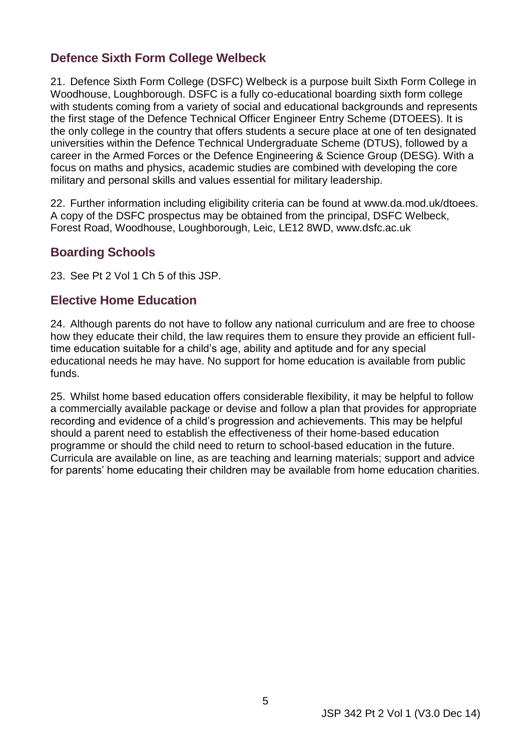## Defence Sixth Form College Welbeck

21. Defence Sixth Form College (DSFC) Welbeck is a purpose built Sixth Form College in Woodhouse, Loughborough. DSFC is a fully co-educational boarding sixth form college with students coming from a variety of social and educational backgrounds and represents the first stage of the Defence Technical Officer Engineer Entry Scheme (DTOEES). It is the only college in the country that offers students a secure place at one of ten designated universities within the Defence Technical Undergraduate Scheme (DTUS), followed by a career in the Armed Forces or the Defence Engineering & Science Group (DESG). With a focus on maths and physics, academic studies are combined with developing the core military and personal skills and values essential for military leadership.

22. Further information including eligibility criteria can be found at www.da.mod.uk/dtoees. A copy of the DSFC prospectus may be obtained from the principal, DSFC Welbeck, Forest Road, Woodhouse, Loughborough, Leic, LE12 8WD, www.dsfc.ac.uk

## Boarding Schools

23. See Pt 2 Vol 1 Ch 5 of this JSP.

## Elective Home Education

24. Although parents do not have to follow any national curriculum and are free to choose how they educate their child, the law requires them to ensure they provide an efficient full-time education suitable for a child's age, ability and aptitude and for any special educational needs he may have. No support for home education is available from public funds.

25. Whilst home based education offers considerable flexibility, it may be helpful to follow a commercially available package or devise and follow a plan that provides for appropriate recording and evidence of a child's progression and achievements. This may be helpful should a parent need to establish the effectiveness of their home-based education programme or should the child need to return to school-based education in the future. Curricula are available on line, as are teaching and learning materials; support and advice for parents' home educating their children may be available from home education charities.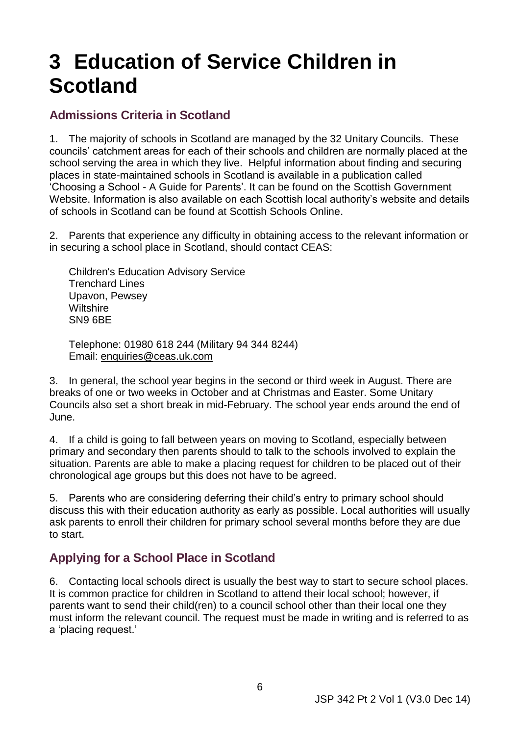# 3 Education of Service Children in Scotland

## Admissions Criteria in Scotland

1. The majority of schools in Scotland are managed by the 32 Unitary Councils. These councils' catchment areas for each of their schools and children are normally placed at the school serving the area in which they live. Helpful information about finding and securing places in state-maintained schools in Scotland is available in a publication called 'Choosing a School - A Guide for Parents'. It can be found on the Scottish Government Website. Information is also available on each Scottish local authority's website and details of schools in Scotland can be found at Scottish Schools Online.

2. Parents that experience any difficulty in obtaining access to the relevant information or in securing a school place in Scotland, should contact CEAS:

   Children's Education Advisory Service
   Trenchard Lines
   Upavon, Pewsey
   Wiltshire
   SN9 6BE

   Telephone: 01980 618 244 (Military 94 344 8244)
   Email: enquiries@ceas.uk.com

3. In general, the school year begins in the second or third week in August. There are breaks of one or two weeks in October and at Christmas and Easter. Some Unitary Councils also set a short break in mid-February. The school year ends around the end of June.

4. If a child is going to fall between years on moving to Scotland, especially between primary and secondary then parents should to talk to the schools involved to explain the situation. Parents are able to make a placing request for children to be placed out of their chronological age groups but this does not have to be agreed.

5. Parents who are considering deferring their child's entry to primary school should discuss this with their education authority as early as possible. Local authorities will usually ask parents to enroll their children for primary school several months before they are due to start.

## Applying for a School Place in Scotland

6. Contacting local schools direct is usually the best way to start to secure school places. It is common practice for children in Scotland to attend their local school; however, if parents want to send their child(ren) to a council school other than their local one they must inform the relevant council. The request must be made in writing and is referred to as a 'placing request.'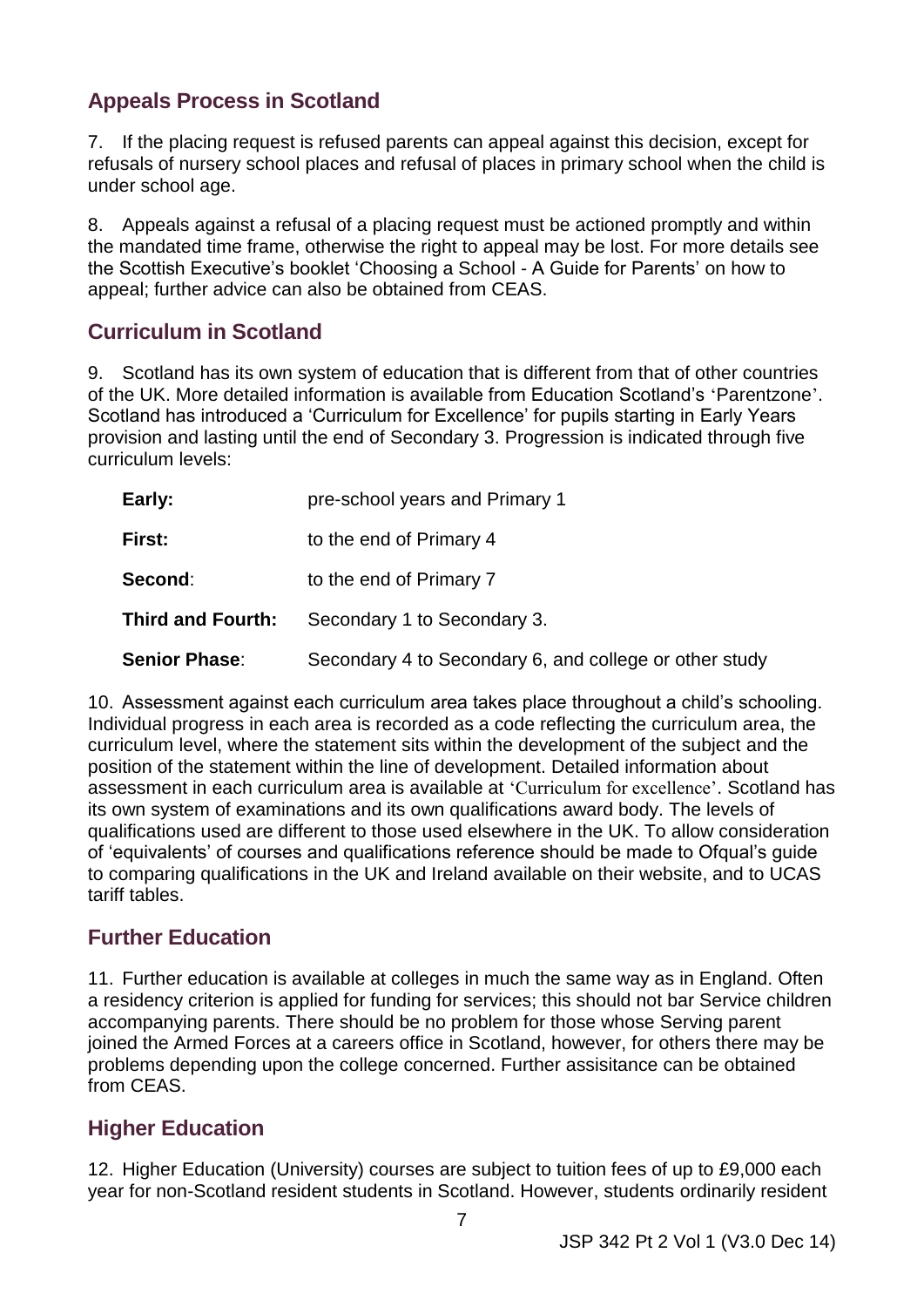## Appeals Process in Scotland

7. If the placing request is refused parents can appeal against this decision, except for refusals of nursery school places and refusal of places in primary school when the child is under school age.

8. Appeals against a refusal of a placing request must be actioned promptly and within the mandated time frame, otherwise the right to appeal may be lost. For more details see the Scottish Executive's booklet 'Choosing a School - A Guide for Parents' on how to appeal; further advice can also be obtained from CEAS.

## Curriculum in Scotland

9. Scotland has its own system of education that is different from that of other countries of the UK. More detailed information is available from Education Scotland's 'Parentzone'. Scotland has introduced a 'Curriculum for Excellence' for pupils starting in Early Years provision and lasting until the end of Secondary 3. Progression is indicated through five curriculum levels:

| | |
|---|---|
| **Early:** | pre-school years and Primary 1 |
| **First:** | to the end of Primary 4 |
| **Second**: | to the end of Primary 7 |
| **Third and Fourth:** | Secondary 1 to Secondary 3. |
| **Senior Phase**: | Secondary 4 to Secondary 6, and college or other study |

10. Assessment against each curriculum area takes place throughout a child's schooling. Individual progress in each area is recorded as a code reflecting the curriculum area, the curriculum level, where the statement sits within the development of the subject and the position of the statement within the line of development. Detailed information about assessment in each curriculum area is available at 'Curriculum for excellence'. Scotland has its own system of examinations and its own qualifications award body. The levels of qualifications used are different to those used elsewhere in the UK. To allow consideration of 'equivalents' of courses and qualifications reference should be made to Ofqual's guide to comparing qualifications in the UK and Ireland available on their website, and to UCAS tariff tables.

## Further Education

11. Further education is available at colleges in much the same way as in England. Often a residency criterion is applied for funding for services; this should not bar Service children accompanying parents. There should be no problem for those whose Serving parent joined the Armed Forces at a careers office in Scotland, however, for others there may be problems depending upon the college concerned. Further assisitance can be obtained from CEAS.

## Higher Education

12. Higher Education (University) courses are subject to tuition fees of up to £9,000 each year for non-Scotland resident students in Scotland. However, students ordinarily resident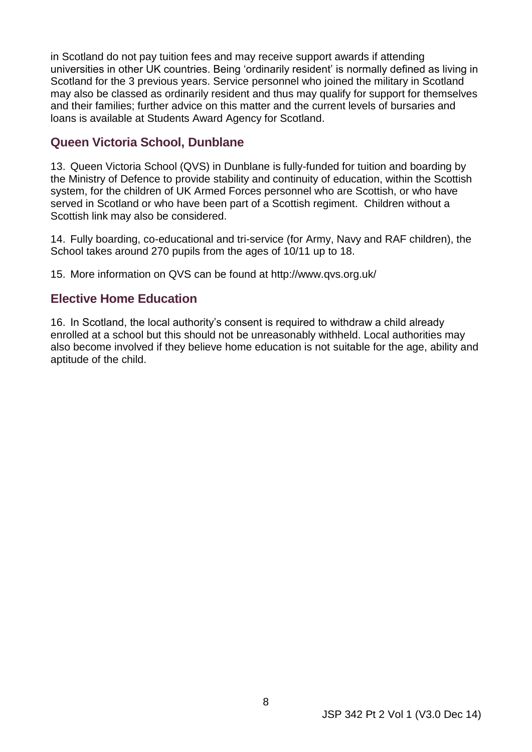in Scotland do not pay tuition fees and may receive support awards if attending universities in other UK countries. Being 'ordinarily resident' is normally defined as living in Scotland for the 3 previous years. Service personnel who joined the military in Scotland may also be classed as ordinarily resident and thus may qualify for support for themselves and their families; further advice on this matter and the current levels of bursaries and loans is available at Students Award Agency for Scotland.

## Queen Victoria School, Dunblane

13. Queen Victoria School (QVS) in Dunblane is fully-funded for tuition and boarding by the Ministry of Defence to provide stability and continuity of education, within the Scottish system, for the children of UK Armed Forces personnel who are Scottish, or who have served in Scotland or who have been part of a Scottish regiment. Children without a Scottish link may also be considered.

14. Fully boarding, co-educational and tri-service (for Army, Navy and RAF children), the School takes around 270 pupils from the ages of 10/11 up to 18.

15. More information on QVS can be found at http://www.qvs.org.uk/

## Elective Home Education

16. In Scotland, the local authority's consent is required to withdraw a child already enrolled at a school but this should not be unreasonably withheld. Local authorities may also become involved if they believe home education is not suitable for the age, ability and aptitude of the child.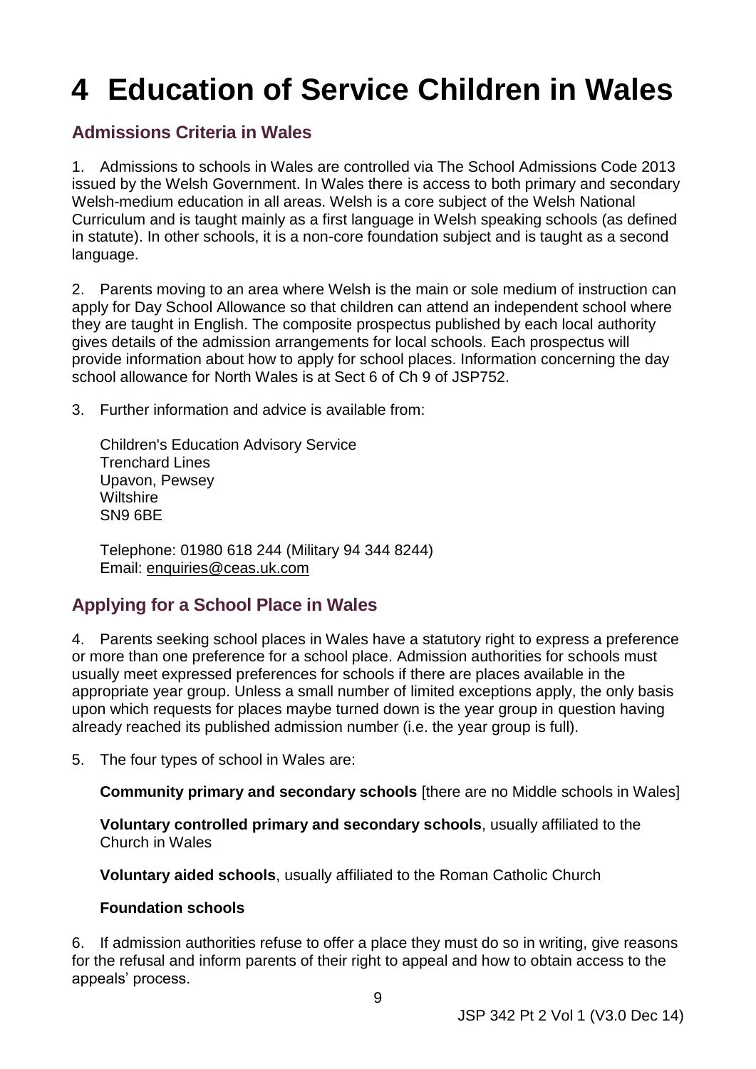# 4 Education of Service Children in Wales

## Admissions Criteria in Wales

1. Admissions to schools in Wales are controlled via The School Admissions Code 2013 issued by the Welsh Government. In Wales there is access to both primary and secondary Welsh-medium education in all areas. Welsh is a core subject of the Welsh National Curriculum and is taught mainly as a first language in Welsh speaking schools (as defined in statute). In other schools, it is a non-core foundation subject and is taught as a second language.

2. Parents moving to an area where Welsh is the main or sole medium of instruction can apply for Day School Allowance so that children can attend an independent school where they are taught in English. The composite prospectus published by each local authority gives details of the admission arrangements for local schools. Each prospectus will provide information about how to apply for school places. Information concerning the day school allowance for North Wales is at Sect 6 of Ch 9 of JSP752.

3. Further information and advice is available from:

Children's Education Advisory Service
Trenchard Lines
Upavon, Pewsey
Wiltshire
SN9 6BE

Telephone: 01980 618 244 (Military 94 344 8244)
Email: enquiries@ceas.uk.com

## Applying for a School Place in Wales

4. Parents seeking school places in Wales have a statutory right to express a preference or more than one preference for a school place. Admission authorities for schools must usually meet expressed preferences for schools if there are places available in the appropriate year group. Unless a small number of limited exceptions apply, the only basis upon which requests for places maybe turned down is the year group in question having already reached its published admission number (i.e. the year group is full).

5. The four types of school in Wales are:

**Community primary and secondary schools** [there are no Middle schools in Wales]

**Voluntary controlled primary and secondary schools**, usually affiliated to the Church in Wales

**Voluntary aided schools**, usually affiliated to the Roman Catholic Church

**Foundation schools**

6. If admission authorities refuse to offer a place they must do so in writing, give reasons for the refusal and inform parents of their right to appeal and how to obtain access to the appeals' process.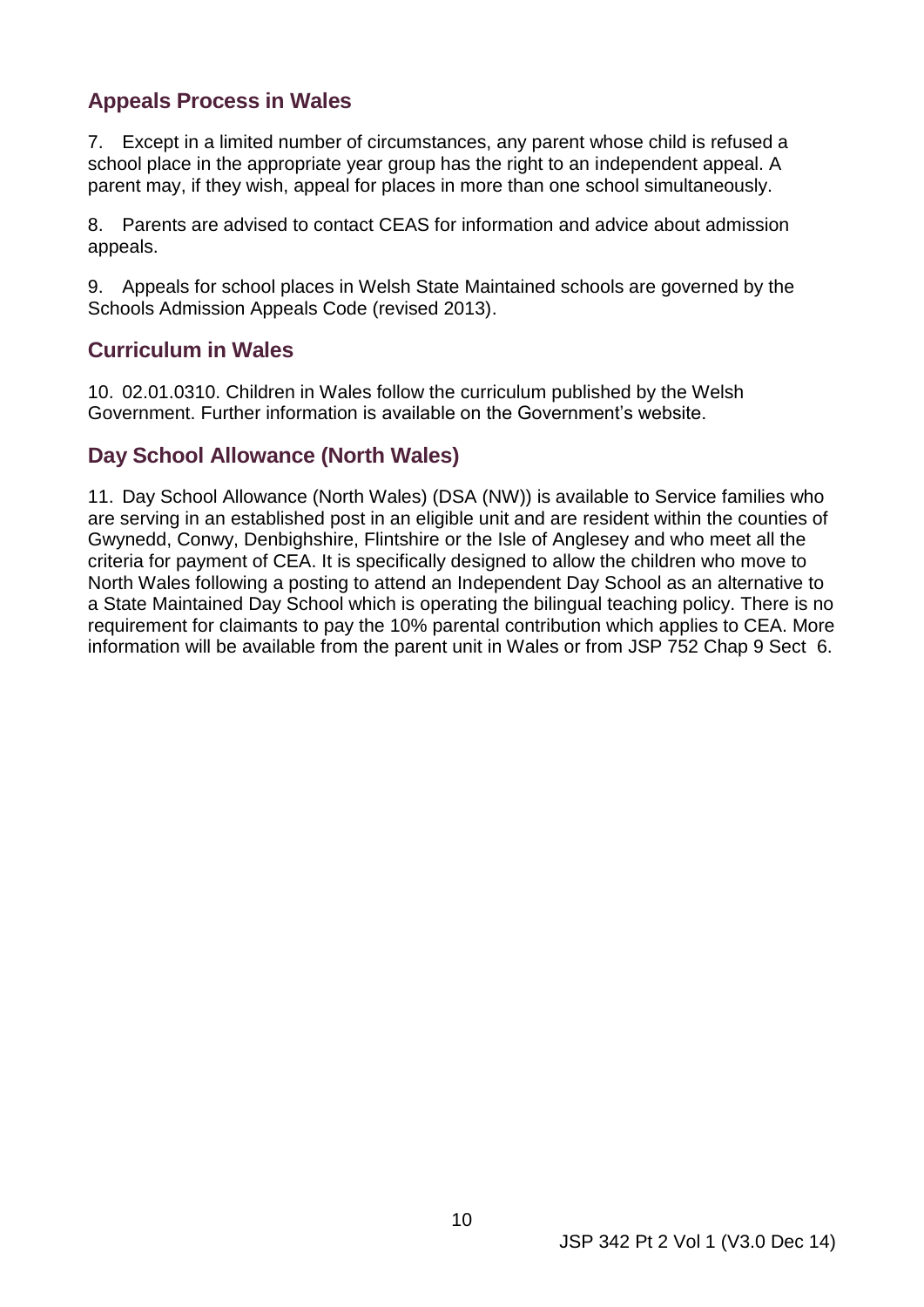## Appeals Process in Wales

7. Except in a limited number of circumstances, any parent whose child is refused a school place in the appropriate year group has the right to an independent appeal. A parent may, if they wish, appeal for places in more than one school simultaneously.

8. Parents are advised to contact CEAS for information and advice about admission appeals.

9. Appeals for school places in Welsh State Maintained schools are governed by the Schools Admission Appeals Code (revised 2013).

## Curriculum in Wales

10. 02.01.0310. Children in Wales follow the curriculum published by the Welsh Government. Further information is available on the Government's website.

## Day School Allowance (North Wales)

11. Day School Allowance (North Wales) (DSA (NW)) is available to Service families who are serving in an established post in an eligible unit and are resident within the counties of Gwynedd, Conwy, Denbighshire, Flintshire or the Isle of Anglesey and who meet all the criteria for payment of CEA. It is specifically designed to allow the children who move to North Wales following a posting to attend an Independent Day School as an alternative to a State Maintained Day School which is operating the bilingual teaching policy. There is no requirement for claimants to pay the 10% parental contribution which applies to CEA. More information will be available from the parent unit in Wales or from JSP 752 Chap 9 Sect 6.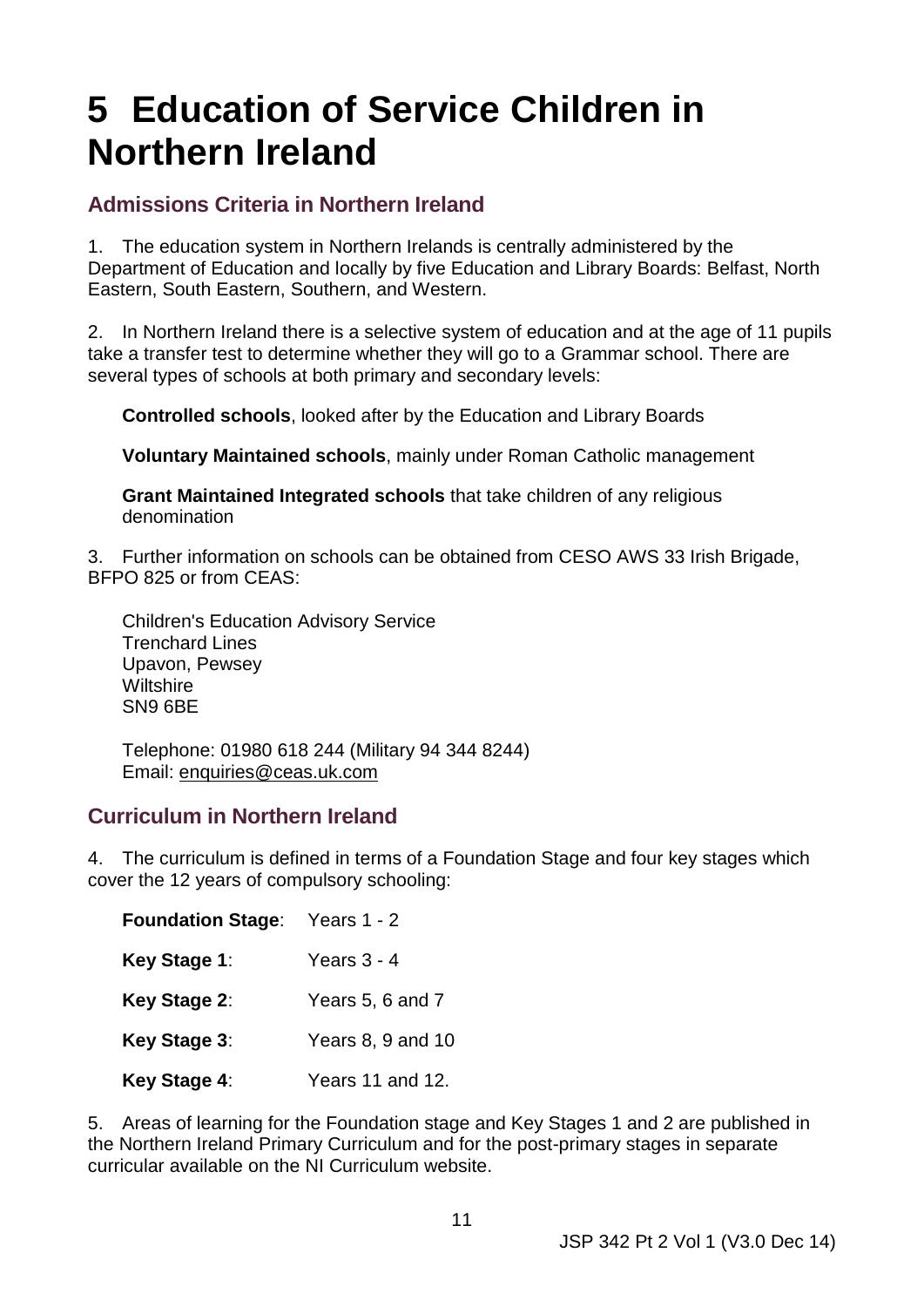# 5 Education of Service Children in Northern Ireland

## Admissions Criteria in Northern Ireland

1. The education system in Northern Irelands is centrally administered by the Department of Education and locally by five Education and Library Boards: Belfast, North Eastern, South Eastern, Southern, and Western.

2. In Northern Ireland there is a selective system of education and at the age of 11 pupils take a transfer test to determine whether they will go to a Grammar school. There are several types of schools at both primary and secondary levels:

**Controlled schools**, looked after by the Education and Library Boards

**Voluntary Maintained schools**, mainly under Roman Catholic management

**Grant Maintained Integrated schools** that take children of any religious denomination

3. Further information on schools can be obtained from CESO AWS 33 Irish Brigade, BFPO 825 or from CEAS:

Children's Education Advisory Service
Trenchard Lines
Upavon, Pewsey
Wiltshire
SN9 6BE

Telephone: 01980 618 244 (Military 94 344 8244)
Email: enquiries@ceas.uk.com

## Curriculum in Northern Ireland

4. The curriculum is defined in terms of a Foundation Stage and four key stages which cover the 12 years of compulsory schooling:

| | |
|---|---|
| **Foundation Stage**: | Years 1 - 2 |
| **Key Stage 1**: | Years 3 - 4 |
| **Key Stage 2**: | Years 5, 6 and 7 |
| **Key Stage 3**: | Years 8, 9 and 10 |
| **Key Stage 4**: | Years 11 and 12. |

5. Areas of learning for the Foundation stage and Key Stages 1 and 2 are published in the Northern Ireland Primary Curriculum and for the post-primary stages in separate curricular available on the NI Curriculum website.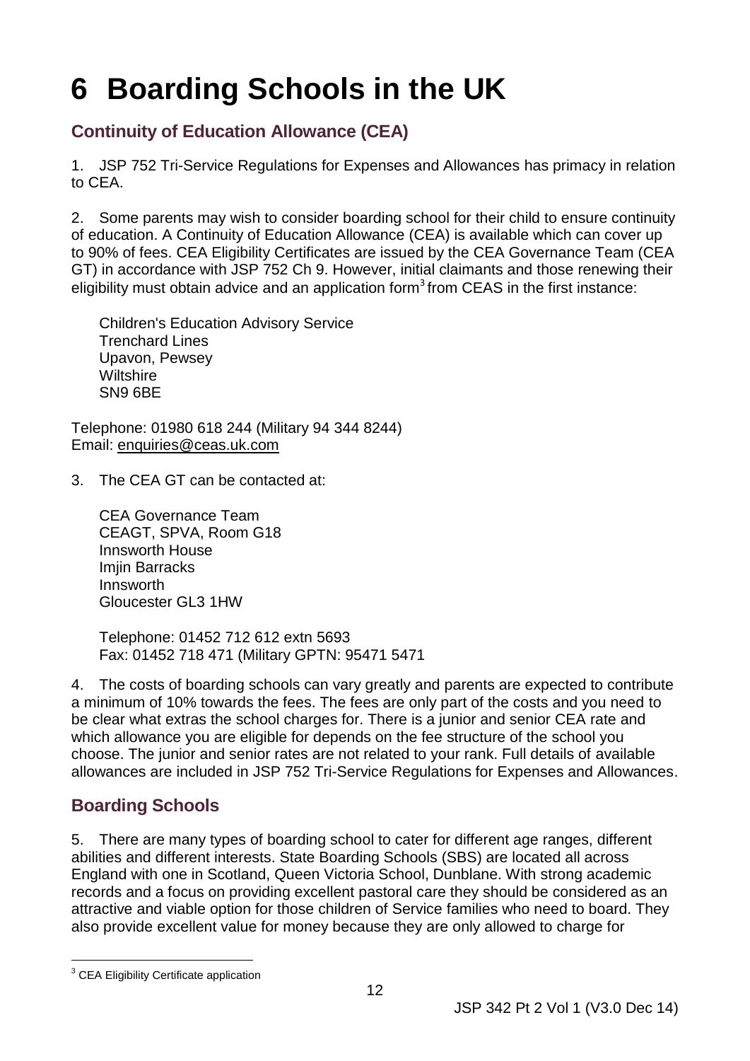# 6 Boarding Schools in the UK

## Continuity of Education Allowance (CEA)

1. JSP 752 Tri-Service Regulations for Expenses and Allowances has primacy in relation to CEA.

2. Some parents may wish to consider boarding school for their child to ensure continuity of education. A Continuity of Education Allowance (CEA) is available which can cover up to 90% of fees. CEA Eligibility Certificates are issued by the CEA Governance Team (CEA GT) in accordance with JSP 752 Ch 9. However, initial claimants and those renewing their eligibility must obtain advice and an application form[3] from CEAS in the first instance:

Children's Education Advisory Service
Trenchard Lines
Upavon, Pewsey
Wiltshire
SN9 6BE

Telephone: 01980 618 244 (Military 94 344 8244)
Email: enquiries@ceas.uk.com

3. The CEA GT can be contacted at:

CEA Governance Team
CEAGT, SPVA, Room G18
Innsworth House
Imjin Barracks
Innsworth
Gloucester GL3 1HW

Telephone: 01452 712 612 extn 5693
Fax: 01452 718 471 (Military GPTN: 95471 5471

4. The costs of boarding schools can vary greatly and parents are expected to contribute a minimum of 10% towards the fees. The fees are only part of the costs and you need to be clear what extras the school charges for. There is a junior and senior CEA rate and which allowance you are eligible for depends on the fee structure of the school you choose. The junior and senior rates are not related to your rank. Full details of available allowances are included in JSP 752 Tri-Service Regulations for Expenses and Allowances.

## Boarding Schools

5. There are many types of boarding school to cater for different age ranges, different abilities and different interests. State Boarding Schools (SBS) are located all across England with one in Scotland, Queen Victoria School, Dunblane. With strong academic records and a focus on providing excellent pastoral care they should be considered as an attractive and viable option for those children of Service families who need to board. They also provide excellent value for money because they are only allowed to charge for

[3] CEA Eligibility Certificate application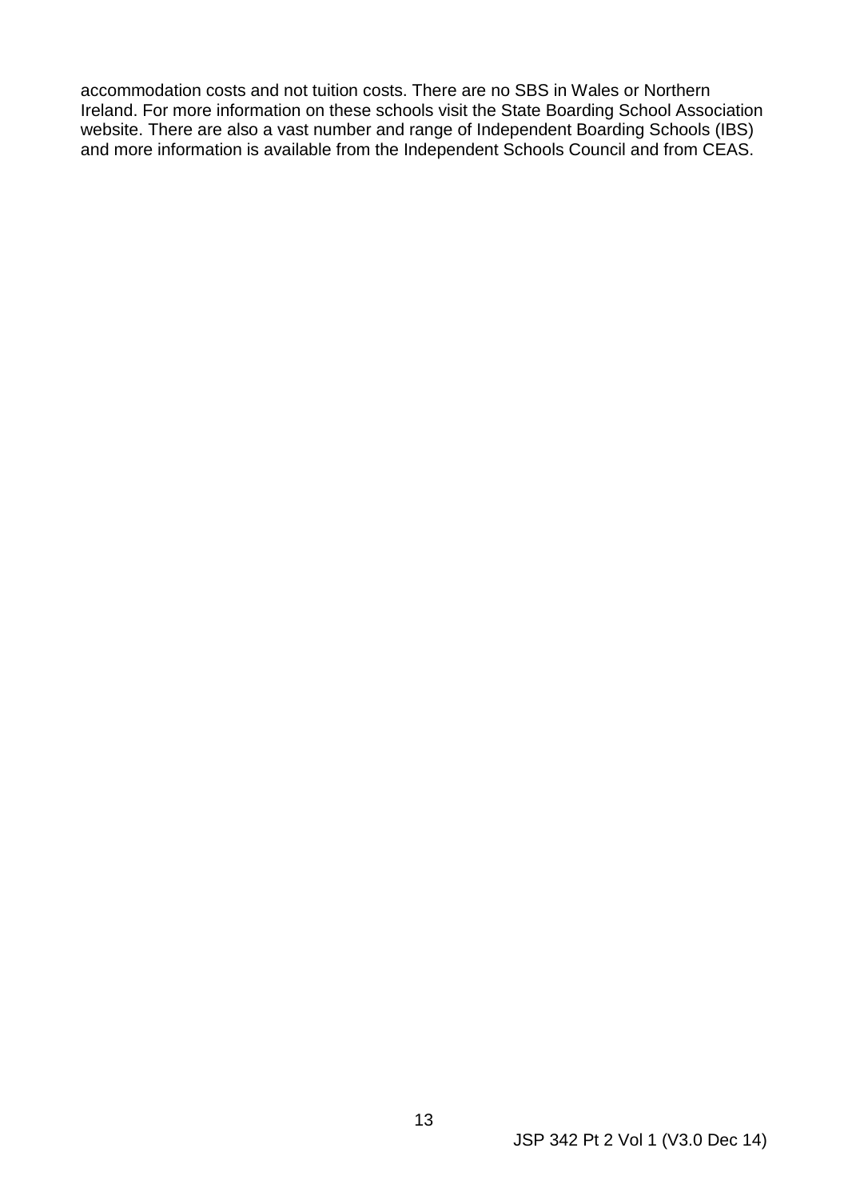accommodation costs and not tuition costs. There are no SBS in Wales or Northern Ireland. For more information on these schools visit the State Boarding School Association website. There are also a vast number and range of Independent Boarding Schools (IBS) and more information is available from the Independent Schools Council and from CEAS.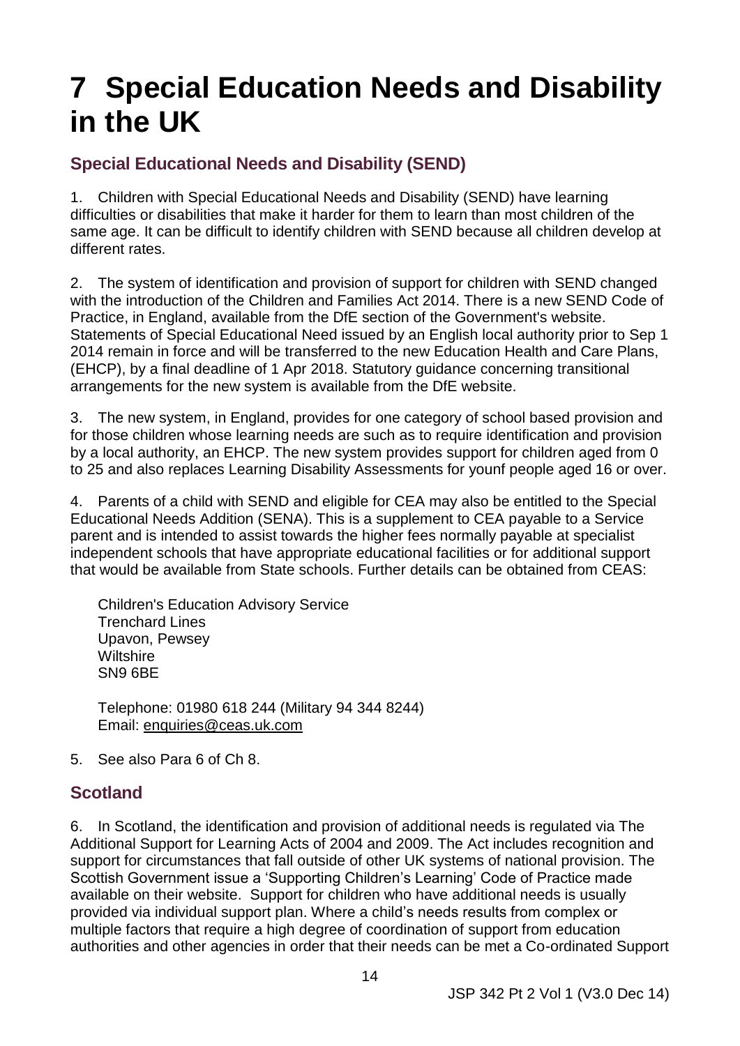# 7 Special Education Needs and Disability in the UK

## Special Educational Needs and Disability (SEND)

1. Children with Special Educational Needs and Disability (SEND) have learning difficulties or disabilities that make it harder for them to learn than most children of the same age. It can be difficult to identify children with SEND because all children develop at different rates.

2. The system of identification and provision of support for children with SEND changed with the introduction of the Children and Families Act 2014. There is a new SEND Code of Practice, in England, available from the DfE section of the Government's website. Statements of Special Educational Need issued by an English local authority prior to Sep 1 2014 remain in force and will be transferred to the new Education Health and Care Plans, (EHCP), by a final deadline of 1 Apr 2018. Statutory guidance concerning transitional arrangements for the new system is available from the DfE website.

3. The new system, in England, provides for one category of school based provision and for those children whose learning needs are such as to require identification and provision by a local authority, an EHCP. The new system provides support for children aged from 0 to 25 and also replaces Learning Disability Assessments for younf people aged 16 or over.

4. Parents of a child with SEND and eligible for CEA may also be entitled to the Special Educational Needs Addition (SENA). This is a supplement to CEA payable to a Service parent and is intended to assist towards the higher fees normally payable at specialist independent schools that have appropriate educational facilities or for additional support that would be available from State schools. Further details can be obtained from CEAS:

Children's Education Advisory Service
Trenchard Lines
Upavon, Pewsey
Wiltshire
SN9 6BE

Telephone: 01980 618 244 (Military 94 344 8244)
Email: enquiries@ceas.uk.com

5. See also Para 6 of Ch 8.

## Scotland

6. In Scotland, the identification and provision of additional needs is regulated via The Additional Support for Learning Acts of 2004 and 2009. The Act includes recognition and support for circumstances that fall outside of other UK systems of national provision. The Scottish Government issue a 'Supporting Children's Learning' Code of Practice made available on their website. Support for children who have additional needs is usually provided via individual support plan. Where a child's needs results from complex or multiple factors that require a high degree of coordination of support from education authorities and other agencies in order that their needs can be met a Co-ordinated Support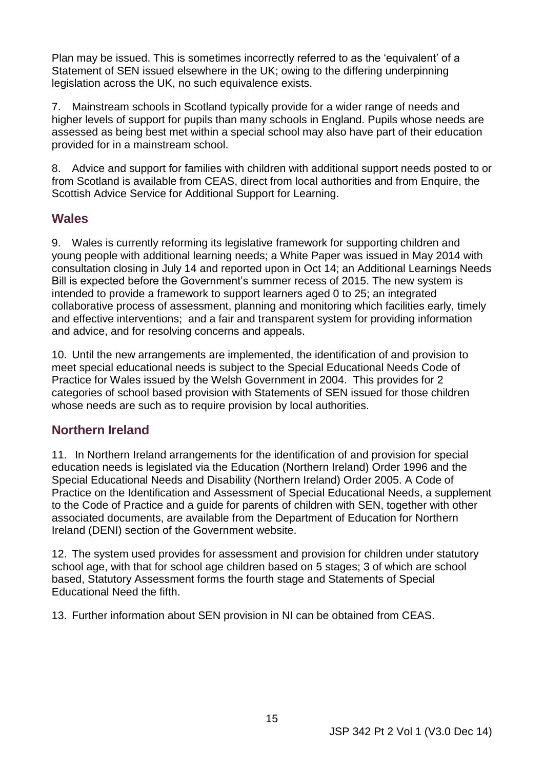Plan may be issued. This is sometimes incorrectly referred to as the 'equivalent' of a Statement of SEN issued elsewhere in the UK; owing to the differing underpinning legislation across the UK, no such equivalence exists.

7. Mainstream schools in Scotland typically provide for a wider range of needs and higher levels of support for pupils than many schools in England. Pupils whose needs are assessed as being best met within a special school may also have part of their education provided for in a mainstream school.

8. Advice and support for families with children with additional support needs posted to or from Scotland is available from CEAS, direct from local authorities and from Enquire, the Scottish Advice Service for Additional Support for Learning.

## Wales

9. Wales is currently reforming its legislative framework for supporting children and young people with additional learning needs; a White Paper was issued in May 2014 with consultation closing in July 14 and reported upon in Oct 14; an Additional Learnings Needs Bill is expected before the Government's summer recess of 2015. The new system is intended to provide a framework to support learners aged 0 to 25; an integrated collaborative process of assessment, planning and monitoring which facilities early, timely and effective interventions; and a fair and transparent system for providing information and advice, and for resolving concerns and appeals.

10. Until the new arrangements are implemented, the identification of and provision to meet special educational needs is subject to the Special Educational Needs Code of Practice for Wales issued by the Welsh Government in 2004. This provides for 2 categories of school based provision with Statements of SEN issued for those children whose needs are such as to require provision by local authorities.

## Northern Ireland

11. In Northern Ireland arrangements for the identification of and provision for special education needs is legislated via the Education (Northern Ireland) Order 1996 and the Special Educational Needs and Disability (Northern Ireland) Order 2005. A Code of Practice on the Identification and Assessment of Special Educational Needs, a supplement to the Code of Practice and a guide for parents of children with SEN, together with other associated documents, are available from the Department of Education for Northern Ireland (DENI) section of the Government website.

12. The system used provides for assessment and provision for children under statutory school age, with that for school age children based on 5 stages; 3 of which are school based, Statutory Assessment forms the fourth stage and Statements of Special Educational Need the fifth.

13. Further information about SEN provision in NI can be obtained from CEAS.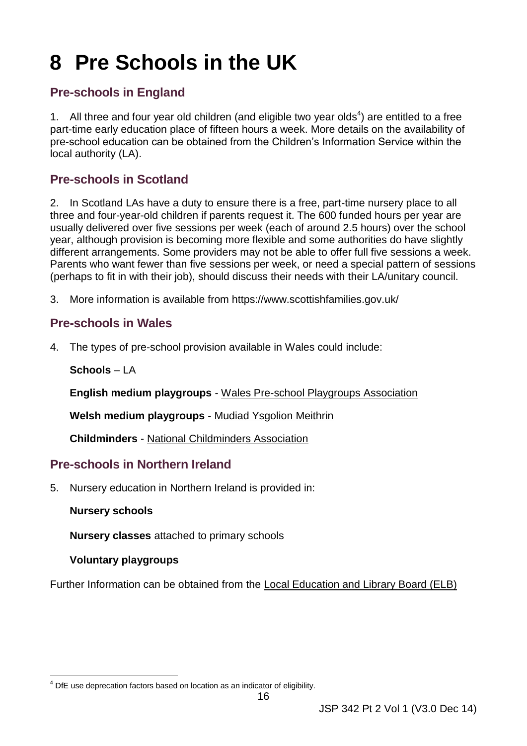# 8 Pre Schools in the UK

## Pre-schools in England

1. All three and four year old children (and eligible two year olds[4]) are entitled to a free part-time early education place of fifteen hours a week. More details on the availability of pre-school education can be obtained from the Children's Information Service within the local authority (LA).

## Pre-schools in Scotland

2. In Scotland LAs have a duty to ensure there is a free, part-time nursery place to all three and four-year-old children if parents request it. The 600 funded hours per year are usually delivered over five sessions per week (each of around 2.5 hours) over the school year, although provision is becoming more flexible and some authorities do have slightly different arrangements. Some providers may not be able to offer full five sessions a week. Parents who want fewer than five sessions per week, or need a special pattern of sessions (perhaps to fit in with their job), should discuss their needs with their LA/unitary council.

3. More information is available from https://www.scottishfamilies.gov.uk/

## Pre-schools in Wales

4. The types of pre-school provision available in Wales could include:

**Schools** – LA

**English medium playgroups** - Wales Pre-school Playgroups Association

**Welsh medium playgroups** - Mudiad Ysgolion Meithrin

**Childminders** - National Childminders Association

## Pre-schools in Northern Ireland

5. Nursery education in Northern Ireland is provided in:

**Nursery schools**

**Nursery classes** attached to primary schools

**Voluntary playgroups**

Further Information can be obtained from the Local Education and Library Board (ELB)

[4] DfE use deprecation factors based on location as an indicator of eligibility.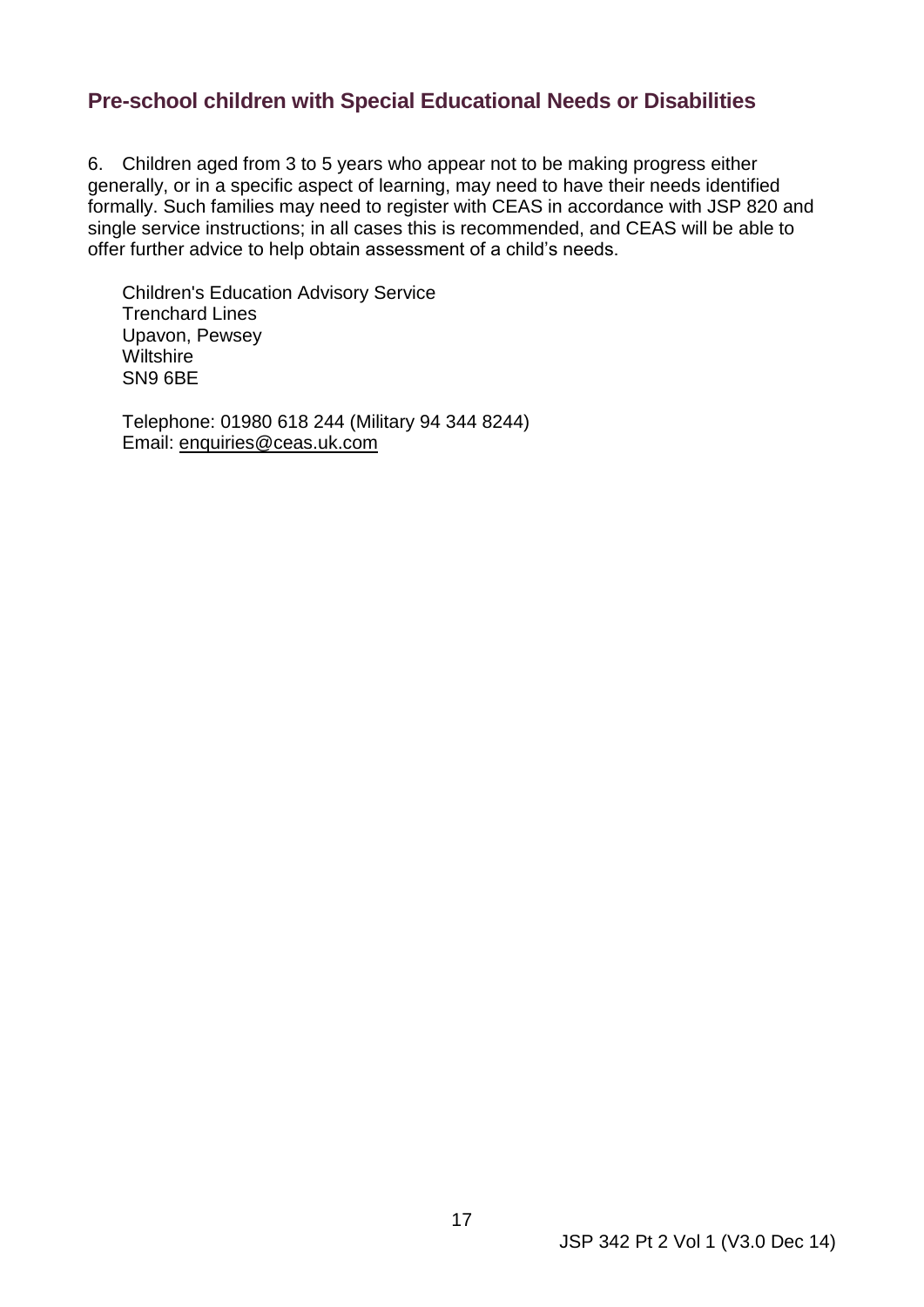## Pre-school children with Special Educational Needs or Disabilities

6. Children aged from 3 to 5 years who appear not to be making progress either generally, or in a specific aspect of learning, may need to have their needs identified formally. Such families may need to register with CEAS in accordance with JSP 820 and single service instructions; in all cases this is recommended, and CEAS will be able to offer further advice to help obtain assessment of a child's needs.

Children's Education Advisory Service
Trenchard Lines
Upavon, Pewsey
Wiltshire
SN9 6BE

Telephone: 01980 618 244 (Military 94 344 8244)
Email: enquiries@ceas.uk.com